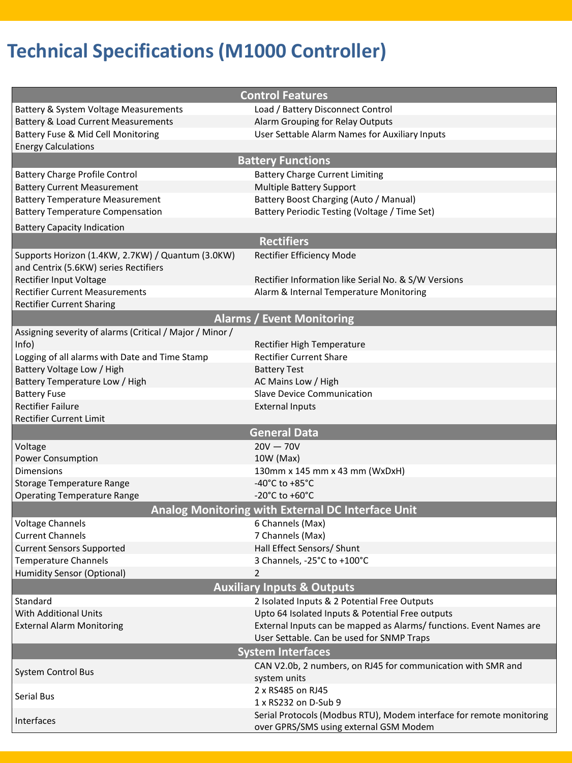# Technical Specifications (M1000 Controller)

| Control Features | |
|---|---|
| Battery & System Voltage Measurements | Load / Battery Disconnect Control |
| Battery & Load Current Measurements | Alarm Grouping for Relay Outputs |
| Battery Fuse & Mid Cell Monitoring | User Settable Alarm Names for Auxiliary Inputs |
| Energy Calculations | |
| **Battery Functions** | |
| Battery Charge Profile Control | Battery Charge Current Limiting |
| Battery Current Measurement | Multiple Battery Support |
| Battery Temperature Measurement | Battery Boost Charging (Auto / Manual) |
| Battery Temperature Compensation | Battery Periodic Testing (Voltage / Time Set) |
| Battery Capacity Indication | |
| **Rectifiers** | |
| Supports Horizon (1.4KW, 2.7KW) / Quantum (3.0KW) and Centrix (5.6KW) series Rectifiers | Rectifier Efficiency Mode |
| Rectifier Input Voltage | Rectifier Information like Serial No. & S/W Versions |
| Rectifier Current Measurements | Alarm & Internal Temperature Monitoring |
| Rectifier Current Sharing | |
| **Alarms / Event Monitoring** | |
| Assigning severity of alarms (Critical / Major / Minor / Info) | Rectifier High Temperature |
| Logging of all alarms with Date and Time Stamp | Rectifier Current Share |
| Battery Voltage Low / High | Battery Test |
| Battery Temperature Low / High | AC Mains Low / High |
| Battery Fuse | Slave Device Communication |
| Rectifier Failure | External Inputs |
| Rectifier Current Limit | |
| **General Data** | |
| Voltage | 20V — 70V |
| Power Consumption | 10W (Max) |
| Dimensions | 130mm x 145 mm x 43 mm (WxDxH) |
| Storage Temperature Range | -40°C to +85°C |
| Operating Temperature Range | -20°C to +60°C |
| **Analog Monitoring with External DC Interface Unit** | |
| Voltage Channels | 6 Channels (Max) |
| Current Channels | 7 Channels (Max) |
| Current Sensors Supported | Hall Effect Sensors/ Shunt |
| Temperature Channels | 3 Channels, -25°C to +100°C |
| Humidity Sensor (Optional) | 2 |
| **Auxiliary Inputs & Outputs** | |
| Standard | 2 Isolated Inputs & 2 Potential Free Outputs |
| With Additional Units | Upto 64 Isolated Inputs & Potential Free outputs |
| External Alarm Monitoring | External Inputs can be mapped as Alarms/ functions. Event Names are User Settable. Can be used for SNMP Traps |
| **System Interfaces** | |
| System Control Bus | CAN V2.0b, 2 numbers, on RJ45 for communication with SMR and system units |
| Serial Bus | 2 x RS485 on RJ45<br>1 x RS232 on D-Sub 9 |
| Interfaces | Serial Protocols (Modbus RTU), Modem interface for remote monitoring over GPRS/SMS using external GSM Modem |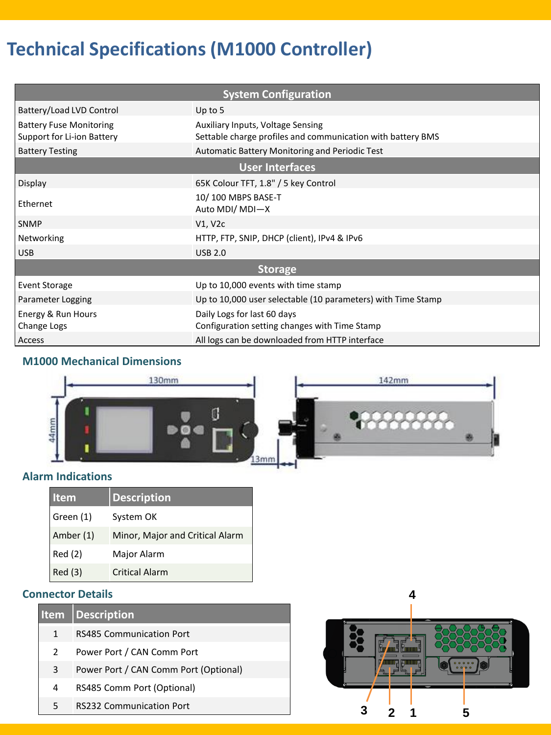# Technical Specifications (M1000 Controller)

| System Configuration | |
|---|---|
| Battery/Load LVD Control | Up to 5 |
| Battery Fuse Monitoring<br>Support for Li-ion Battery | Auxiliary Inputs, Voltage Sensing<br>Settable charge profiles and communication with battery BMS |
| Battery Testing | Automatic Battery Monitoring and Periodic Test |
| **User Interfaces** | |
| Display | 65K Colour TFT, 1.8" / 5 key Control |
| Ethernet | 10/ 100 MBPS BASE-T<br>Auto MDI/ MDI—X |
| SNMP | V1, V2c |
| Networking | HTTP, FTP, SNIP, DHCP (client), IPv4 & IPv6 |
| USB | USB 2.0 |
| **Storage** | |
| Event Storage | Up to 10,000 events with time stamp |
| Parameter Logging | Up to 10,000 user selectable (10 parameters) with Time Stamp |
| Energy & Run Hours<br>Change Logs | Daily Logs for last 60 days<br>Configuration setting changes with Time Stamp |
| Access | All logs can be downloaded from HTTP interface |

## M1000 Mechanical Dimensions

130mm

142mm

44mm

13mm

## Alarm Indications

| Item | Description |
|---|---|
| Green (1) | System OK |
| Amber (1) | Minor, Major and Critical Alarm |
| Red (2) | Major Alarm |
| Red (3) | Critical Alarm |

## Connector Details

| Item | Description |
|---|---|
| 1 | RS485 Communication Port |
| 2 | Power Port / CAN Comm Port |
| 3 | Power Port / CAN Comm Port (Optional) |
| 4 | RS485 Comm Port (Optional) |
| 5 | RS232 Communication Port |

4

3 2 1 5